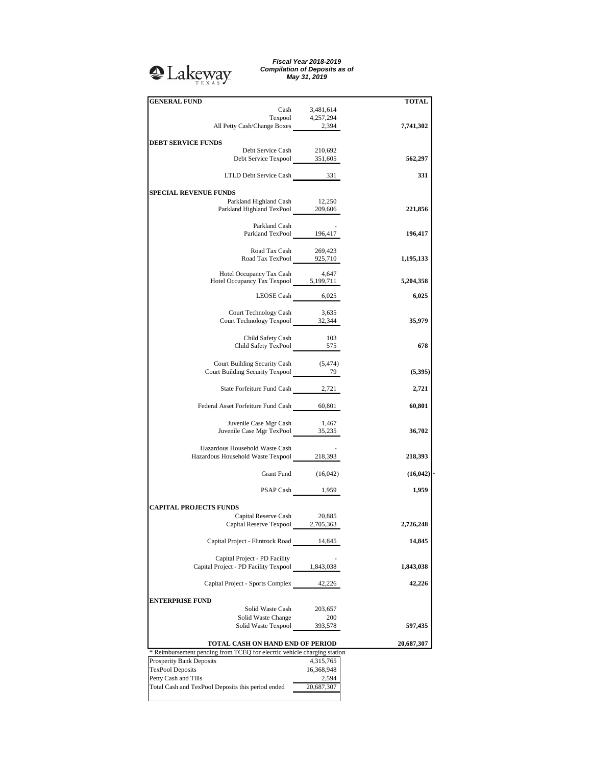Lakeway TEXAS

***Fiscal Year 2018-2019***
***Compilation of Deposits as of***
***May 31, 2019***

| | | TOTAL |
|---|---|---|
| **GENERAL FUND** | | |
| Cash | 3,481,614 | |
| Texpool | 4,257,294 | |
| All Petty Cash/Change Boxes | 2,394 | **7,741,302** |
| **DEBT SERVICE FUNDS** | | |
| Debt Service Cash | 210,692 | |
| Debt Service Texpool | 351,605 | **562,297** |
| LTLD Debt Service Cash | 331 | **331** |
| **SPECIAL REVENUE FUNDS** | | |
| Parkland Highland Cash | 12,250 | |
| Parkland Highland TexPool | 209,606 | **221,856** |
| Parkland Cash | - | |
| Parkland TexPool | 196,417 | **196,417** |
| Road Tax Cash | 269,423 | |
| Road Tax TexPool | 925,710 | **1,195,133** |
| Hotel Occupancy Tax Cash | 4,647 | |
| Hotel Occupancy Tax Texpool | 5,199,711 | **5,204,358** |
| LEOSE Cash | 6,025 | **6,025** |
| Court Technology Cash | 3,635 | |
| Court Technology Texpool | 32,344 | **35,979** |
| Child Safety Cash | 103 | |
| Child Safety TexPool | 575 | **678** |
| Court Building Security Cash | (5,474) | |
| Court Building Security Texpool | 79 | **(5,395)** |
| State Forfeiture Fund Cash | 2,721 | **2,721** |
| Federal Asset Forfeiture Fund Cash | 60,801 | **60,801** |
| Juvenile Case Mgr Cash | 1,467 | |
| Juvenile Case Mgr TexPool | 35,235 | **36,702** |
| Hazardous Household Waste Cash | - | |
| Hazardous Household Waste Texpool | 218,393 | **218,393** |
| Grant Fund | (16,042) | **(16,042)** * |
| PSAP Cash | 1,959 | **1,959** |
| **CAPITAL PROJECTS FUNDS** | | |
| Capital Reserve Cash | 20,885 | |
| Capital Reserve Texpool | 2,705,363 | **2,726,248** |
| Capital Project - Flintrock Road | 14,845 | **14,845** |
| Capital Project - PD Facility | - | |
| Capital Project - PD Facility Texpool | 1,843,038 | **1,843,038** |
| Capital Project - Sports Complex | 42,226 | **42,226** |
| **ENTERPRISE FUND** | | |
| Solid Waste Cash | 203,657 | |
| Solid Waste Change | 200 | |
| Solid Waste Texpool | 393,578 | **597,435** |
| **TOTAL CASH ON HAND END OF PERIOD** | | **20,687,307** |

\* Reimbursement pending from TCEQ for elecrtic vehicle charging station

| | |
|---|---|
| Prosperity Bank Deposits | 4,315,765 |
| TexPool Deposits | 16,368,948 |
| Petty Cash and Tills | 2,594 |
| Total Cash and TexPool Deposits this period ended | 20,687,307 |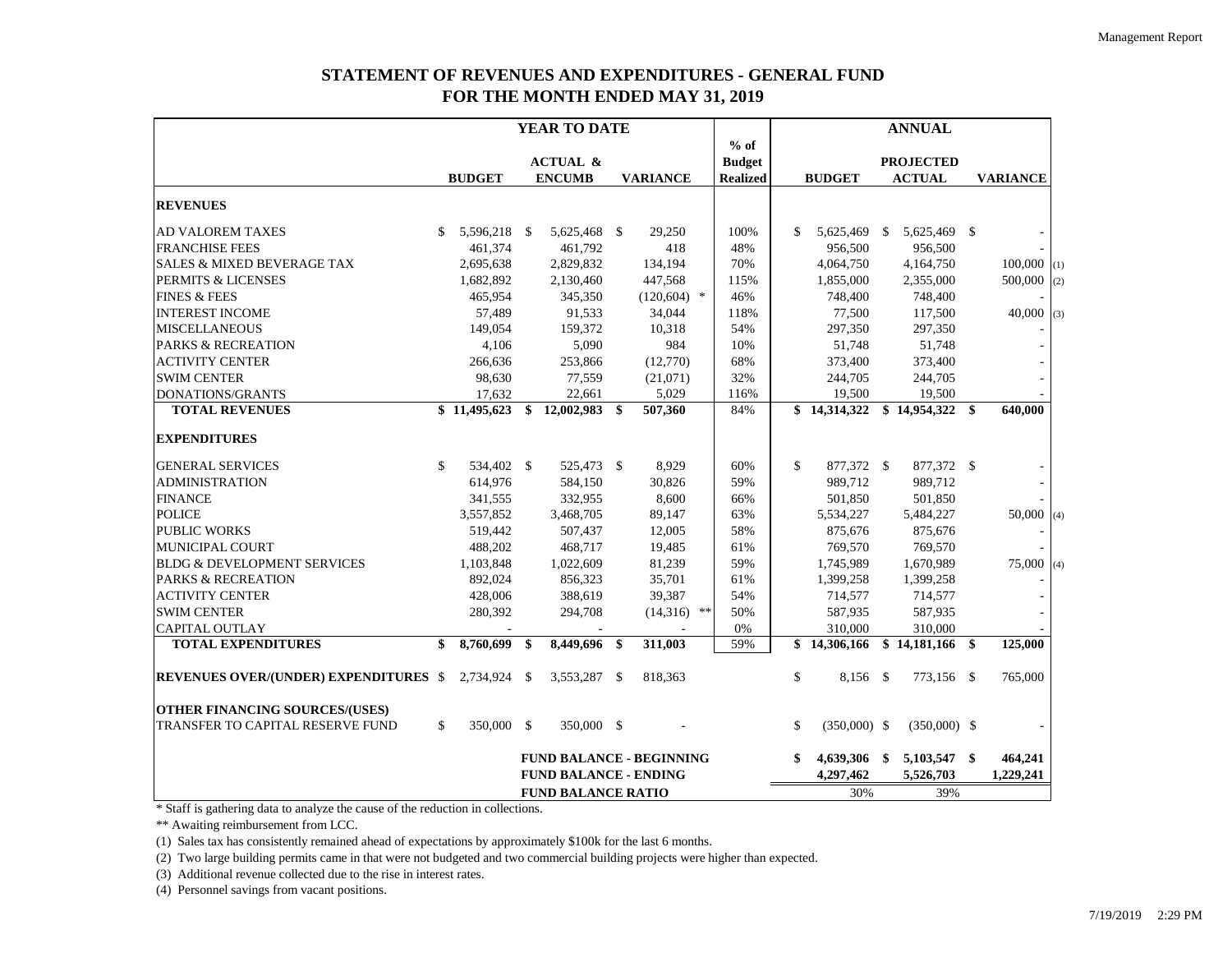# STATEMENT OF REVENUES AND EXPENDITURES - GENERAL FUND
## FOR THE MONTH ENDED MAY 31, 2019

| | YEAR TO DATE | | | % of | ANNUAL | | | |
|---|---|---|---|---|---|---|---|---|
| | BUDGET | ACTUAL & ENCUMB | VARIANCE | % of Budget Realized | BUDGET | PROJECTED ACTUAL | VARIANCE | |
| **REVENUES** | | | | | | | | |
| AD VALOREM TAXES | $ 5,596,218 | $ 5,625,468 | $ 29,250 | 100% | $ 5,625,469 | $ 5,625,469 | $ - | |
| FRANCHISE FEES | 461,374 | 461,792 | 418 | 48% | 956,500 | 956,500 | - | |
| SALES & MIXED BEVERAGE TAX | 2,695,638 | 2,829,832 | 134,194 | 70% | 4,064,750 | 4,164,750 | 100,000 | (1) |
| PERMITS & LICENSES | 1,682,892 | 2,130,460 | 447,568 | 115% | 1,855,000 | 2,355,000 | 500,000 | (2) |
| FINES & FEES | 465,954 | 345,350 | (120,604) * | 46% | 748,400 | 748,400 | - | |
| INTEREST INCOME | 57,489 | 91,533 | 34,044 | 118% | 77,500 | 117,500 | 40,000 | (3) |
| MISCELLANEOUS | 149,054 | 159,372 | 10,318 | 54% | 297,350 | 297,350 | - | |
| PARKS & RECREATION | 4,106 | 5,090 | 984 | 10% | 51,748 | 51,748 | - | |
| ACTIVITY CENTER | 266,636 | 253,866 | (12,770) | 68% | 373,400 | 373,400 | - | |
| SWIM CENTER | 98,630 | 77,559 | (21,071) | 32% | 244,705 | 244,705 | - | |
| DONATIONS/GRANTS | 17,632 | 22,661 | 5,029 | 116% | 19,500 | 19,500 | - | |
| **TOTAL REVENUES** | **$ 11,495,623** | **$ 12,002,983** | **$ 507,360** | 84% | **$ 14,314,322** | **$ 14,954,322** | **$ 640,000** | |
| **EXPENDITURES** | | | | | | | | |
| GENERAL SERVICES | $ 534,402 | $ 525,473 | $ 8,929 | 60% | $ 877,372 | $ 877,372 | $ - | |
| ADMINISTRATION | 614,976 | 584,150 | 30,826 | 59% | 989,712 | 989,712 | - | |
| FINANCE | 341,555 | 332,955 | 8,600 | 66% | 501,850 | 501,850 | - | |
| POLICE | 3,557,852 | 3,468,705 | 89,147 | 63% | 5,534,227 | 5,484,227 | 50,000 | (4) |
| PUBLIC WORKS | 519,442 | 507,437 | 12,005 | 58% | 875,676 | 875,676 | - | |
| MUNICIPAL COURT | 488,202 | 468,717 | 19,485 | 61% | 769,570 | 769,570 | - | |
| BLDG & DEVELOPMENT SERVICES | 1,103,848 | 1,022,609 | 81,239 | 59% | 1,745,989 | 1,670,989 | 75,000 | (4) |
| PARKS & RECREATION | 892,024 | 856,323 | 35,701 | 61% | 1,399,258 | 1,399,258 | - | |
| ACTIVITY CENTER | 428,006 | 388,619 | 39,387 | 54% | 714,577 | 714,577 | - | |
| SWIM CENTER | 280,392 | 294,708 | (14,316) ** | 50% | 587,935 | 587,935 | - | |
| CAPITAL OUTLAY | - | - | - | 0% | 310,000 | 310,000 | - | |
| **TOTAL EXPENDITURES** | **$ 8,760,699** | **$ 8,449,696** | **$ 311,003** | 59% | **$ 14,306,166** | **$ 14,181,166** | **$ 125,000** | |
| **REVENUES OVER/(UNDER) EXPENDITURES** | $ 2,734,924 | $ 3,553,287 | $ 818,363 | | $ 8,156 | $ 773,156 | $ 765,000 | |
| **OTHER FINANCING SOURCES/(USES)** | | | | | | | | |
| TRANSFER TO CAPITAL RESERVE FUND | $ 350,000 | $ 350,000 | $ - | | $ (350,000) | $ (350,000) | $ - | |
| | | **FUND BALANCE - BEGINNING** | | | **$ 4,639,306** | **$ 5,103,547** | **$ 464,241** | |
| | | **FUND BALANCE - ENDING** | | | **4,297,462** | **5,526,703** | **1,229,241** | |
| | | **FUND BALANCE RATIO** | | | 30% | 39% | | |

\* Staff is gathering data to analyze the cause of the reduction in collections.

** Awaiting reimbursement from LCC.

(1) Sales tax has consistently remained ahead of expectations by approximately $100k for the last 6 months.

(2) Two large building permits came in that were not budgeted and two commercial building projects were higher than expected.

(3) Additional revenue collected due to the rise in interest rates.

(4) Personnel savings from vacant positions.